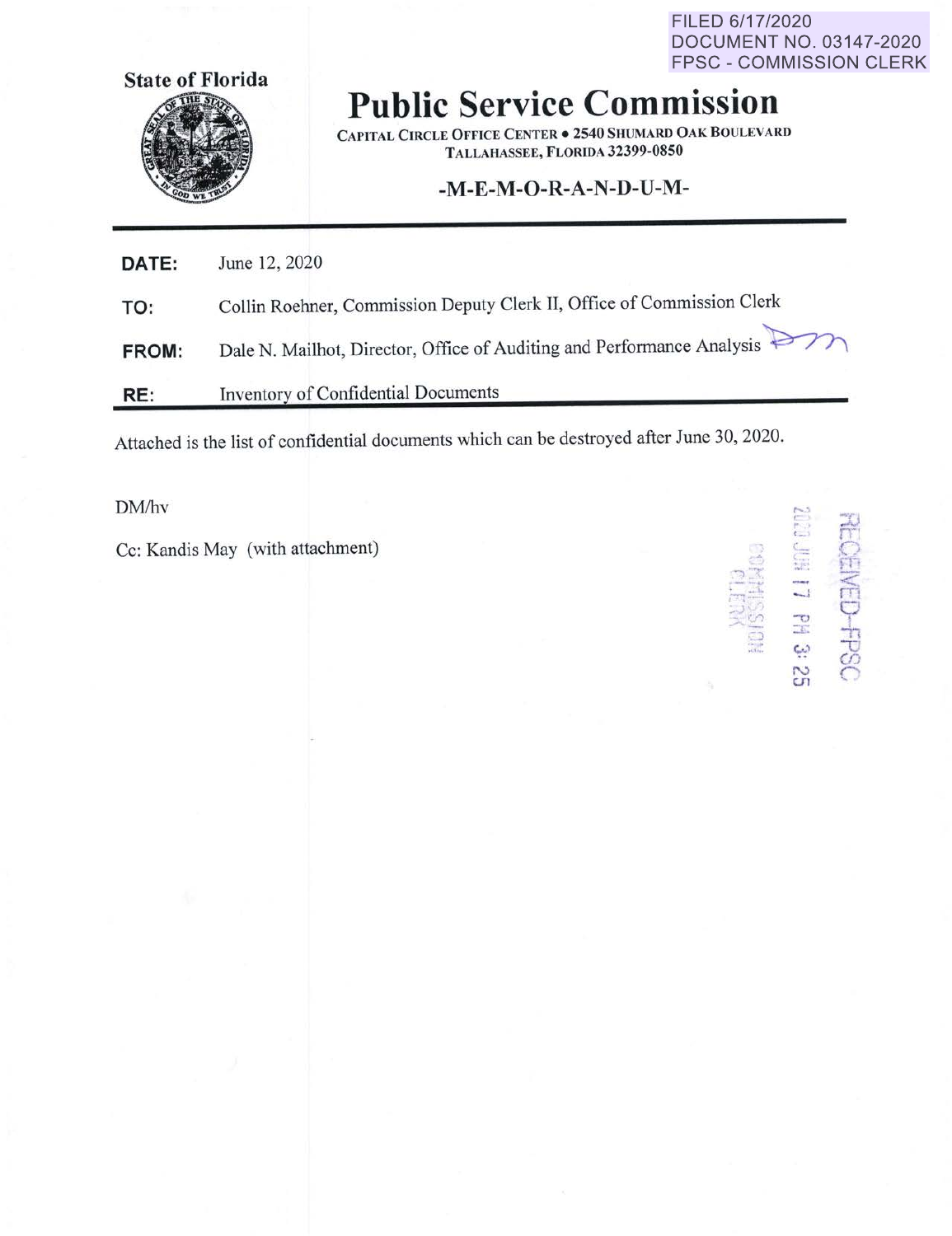FILED 6/17/2020
DOCUMENT NO. 03147-2020
FPSC - COMMISSION CLERK

State of Florida

# Public Service Commission

CAPITAL CIRCLE OFFICE CENTER • 2540 SHUMARD OAK BOULEVARD
TALLAHASSEE, FLORIDA 32399-0850

-M-E-M-O-R-A-N-D-U-M-

**DATE:** June 12, 2020

**TO:** Collin Roehner, Commission Deputy Clerk II, Office of Commission Clerk

**FROM:** Dale N. Mailhot, Director, Office of Auditing and Performance Analysis

**RE:** Inventory of Confidential Documents

Attached is the list of confidential documents which can be destroyed after June 30, 2020.

DM/hv

Cc: Kandis May (with attachment)

RECEIVED-FPSC
2020 JUN 17 PM 3:25
COMMISSION CLERK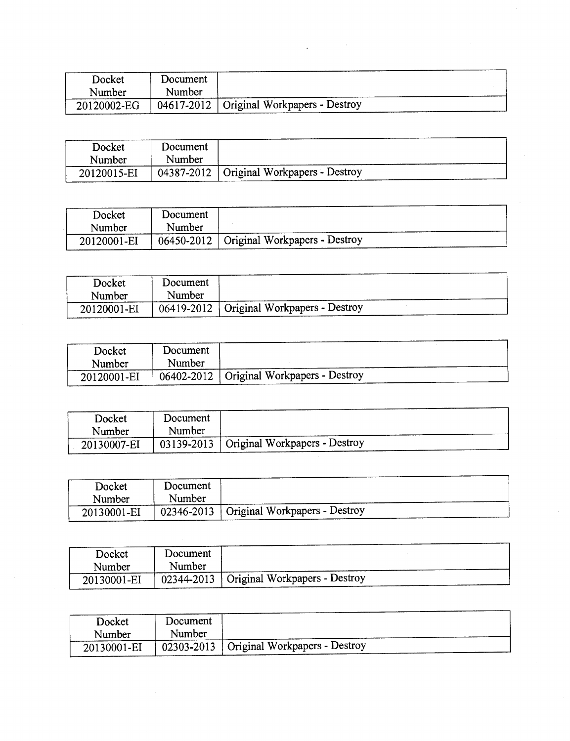| Docket Number | Document Number | |
| --- | --- | --- |
| 20120002-EG | 04617-2012 | Original Workpapers - Destroy |

| Docket Number | Document Number | |
| --- | --- | --- |
| 20120015-EI | 04387-2012 | Original Workpapers - Destroy |

| Docket Number | Document Number | |
| --- | --- | --- |
| 20120001-EI | 06450-2012 | Original Workpapers - Destroy |

| Docket Number | Document Number | |
| --- | --- | --- |
| 20120001-EI | 06419-2012 | Original Workpapers - Destroy |

| Docket Number | Document Number | |
| --- | --- | --- |
| 20120001-EI | 06402-2012 | Original Workpapers - Destroy |

| Docket Number | Document Number | |
| --- | --- | --- |
| 20130007-EI | 03139-2013 | Original Workpapers - Destroy |

| Docket Number | Document Number | |
| --- | --- | --- |
| 20130001-EI | 02346-2013 | Original Workpapers - Destroy |

| Docket Number | Document Number | |
| --- | --- | --- |
| 20130001-EI | 02344-2013 | Original Workpapers - Destroy |

| Docket Number | Document Number | |
| --- | --- | --- |
| 20130001-EI | 02303-2013 | Original Workpapers - Destroy |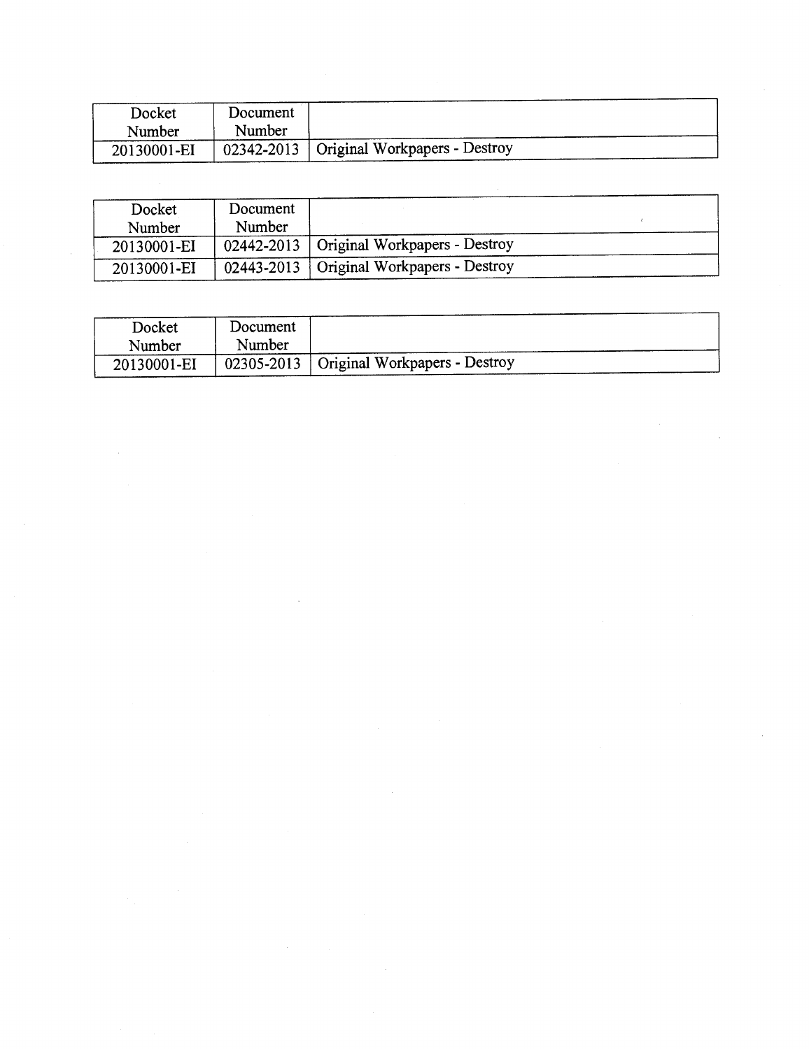| Docket Number | Document Number | |
|---|---|---|
| 20130001-EI | 02342-2013 | Original Workpapers - Destroy |

| Docket Number | Document Number | |
|---|---|---|
| 20130001-EI | 02442-2013 | Original Workpapers - Destroy |
| 20130001-EI | 02443-2013 | Original Workpapers - Destroy |

| Docket Number | Document Number | |
|---|---|---|
| 20130001-EI | 02305-2013 | Original Workpapers - Destroy |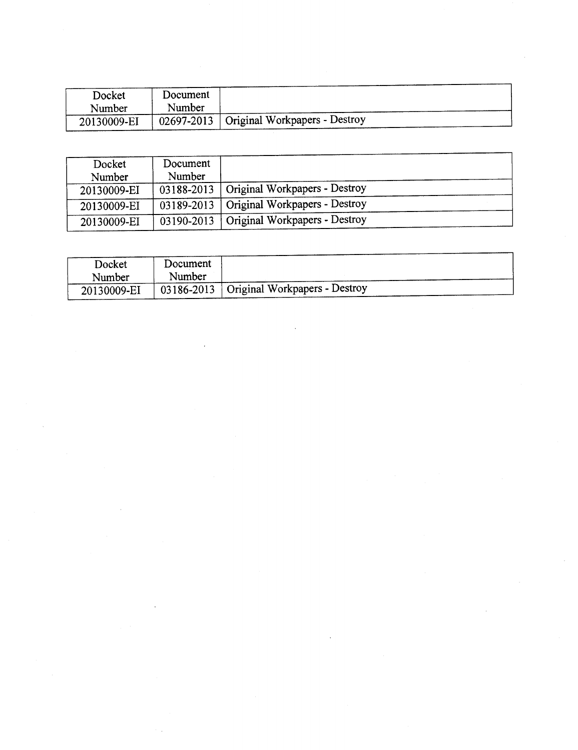| Docket Number | Document Number | |
|---|---|---|
| 20130009-EI | 02697-2013 | Original Workpapers - Destroy |

| Docket Number | Document Number | |
|---|---|---|
| 20130009-EI | 03188-2013 | Original Workpapers - Destroy |
| 20130009-EI | 03189-2013 | Original Workpapers - Destroy |
| 20130009-EI | 03190-2013 | Original Workpapers - Destroy |

| Docket Number | Document Number | |
|---|---|---|
| 20130009-EI | 03186-2013 | Original Workpapers - Destroy |